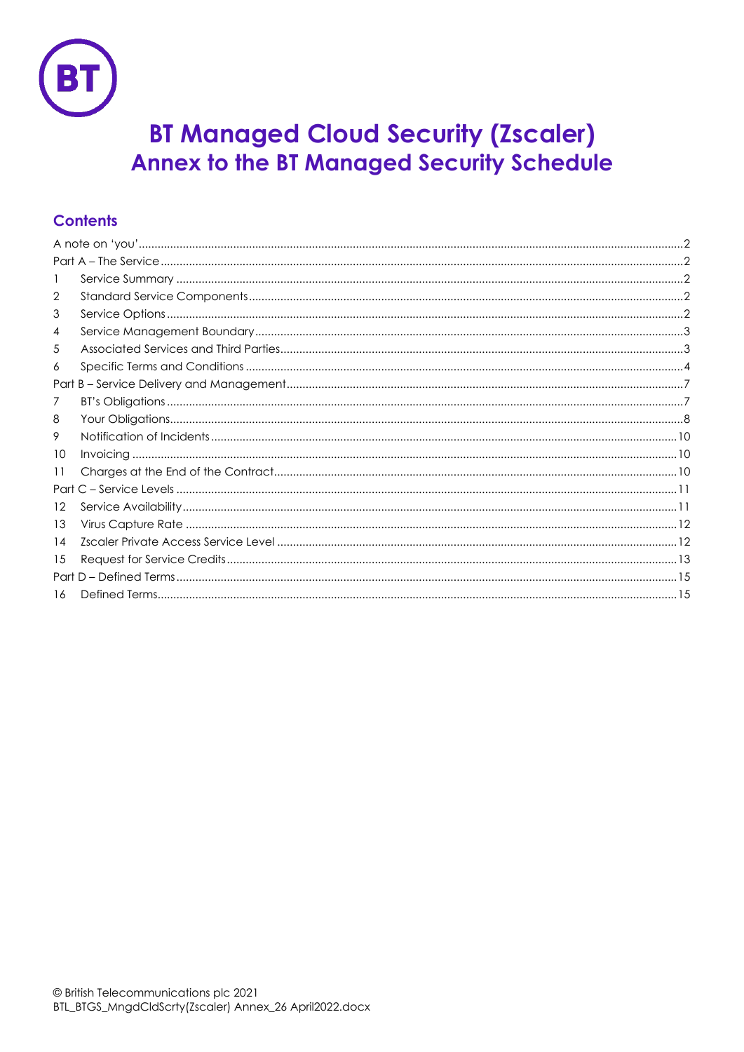# BT Managed Cloud Security (Zscaler)
## Annex to the BT Managed Security Schedule

### Contents

A note on 'you' ..... 2
Part A – The Service ..... 2
1 Service Summary ..... 2
2 Standard Service Components ..... 2
3 Service Options ..... 2
4 Service Management Boundary ..... 3
5 Associated Services and Third Parties ..... 3
6 Specific Terms and Conditions ..... 4
Part B – Service Delivery and Management ..... 7
7 BT's Obligations ..... 7
8 Your Obligations ..... 8
9 Notification of Incidents ..... 10
10 Invoicing ..... 10
11 Charges at the End of the Contract ..... 10
Part C – Service Levels ..... 11
12 Service Availability ..... 11
13 Virus Capture Rate ..... 12
14 Zscaler Private Access Service Level ..... 12
15 Request for Service Credits ..... 13
Part D – Defined Terms ..... 15
16 Defined Terms ..... 15

© British Telecommunications plc 2021
BTL_BTGS_MngdCldScrty(Zscaler) Annex_26 April2022.docx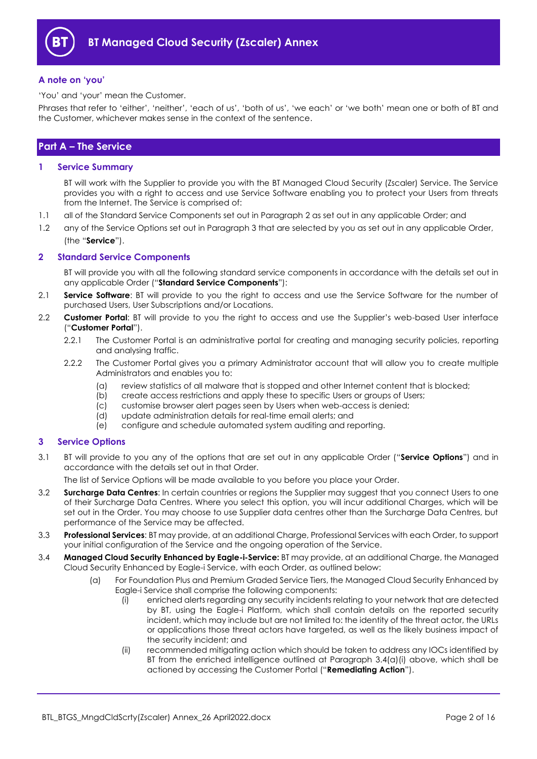# BT Managed Cloud Security (Zscaler) Annex

### A note on 'you'

'You' and 'your' mean the Customer.

Phrases that refer to 'either', 'neither', 'each of us', 'both of us', 'we each' or 'we both' mean one or both of BT and the Customer, whichever makes sense in the context of the sentence.

## Part A – The Service

### 1 Service Summary

BT will work with the Supplier to provide you with the BT Managed Cloud Security (Zscaler) Service. The Service provides you with a right to access and use Service Software enabling you to protect your Users from threats from the Internet. The Service is comprised of:

1.1 all of the Standard Service Components set out in Paragraph 2 as set out in any applicable Order; and

1.2 any of the Service Options set out in Paragraph 3 that are selected by you as set out in any applicable Order,

(the "**Service**").

### 2 Standard Service Components

BT will provide you with all the following standard service components in accordance with the details set out in any applicable Order ("**Standard Service Components**"):

2.1 **Service Software**: BT will provide to you the right to access and use the Service Software for the number of purchased Users, User Subscriptions and/or Locations.

2.2 **Customer Portal**: BT will provide to you the right to access and use the Supplier's web-based User interface ("**Customer Portal**").

2.2.1 The Customer Portal is an administrative portal for creating and managing security policies, reporting and analysing traffic.

2.2.2 The Customer Portal gives you a primary Administrator account that will allow you to create multiple Administrators and enables you to:

(a) review statistics of all malware that is stopped and other Internet content that is blocked;
(b) create access restrictions and apply these to specific Users or groups of Users;
(c) customise browser alert pages seen by Users when web-access is denied;
(d) update administration details for real-time email alerts; and
(e) configure and schedule automated system auditing and reporting.

### 3 Service Options

3.1 BT will provide to you any of the options that are set out in any applicable Order ("**Service Options**") and in accordance with the details set out in that Order.

The list of Service Options will be made available to you before you place your Order.

3.2 **Surcharge Data Centres**: In certain countries or regions the Supplier may suggest that you connect Users to one of their Surcharge Data Centres. Where you select this option, you will incur additional Charges, which will be set out in the Order. You may choose to use Supplier data centres other than the Surcharge Data Centres, but performance of the Service may be affected.

3.3 **Professional Services**: BT may provide, at an additional Charge, Professional Services with each Order, to support your initial configuration of the Service and the ongoing operation of the Service.

3.4 **Managed Cloud Security Enhanced by Eagle-i-Service:** BT may provide, at an additional Charge, the Managed Cloud Security Enhanced by Eagle-i Service, with each Order, as outlined below:

(a) For Foundation Plus and Premium Graded Service Tiers, the Managed Cloud Security Enhanced by Eagle-i Service shall comprise the following components:

(i) enriched alerts regarding any security incidents relating to your network that are detected by BT, using the Eagle-i Platform, which shall contain details on the reported security incident, which may include but are not limited to: the identity of the threat actor, the URLs or applications those threat actors have targeted, as well as the likely business impact of the security incident; and

(ii) recommended mitigating action which should be taken to address any IOCs identified by BT from the enriched intelligence outlined at Paragraph 3.4(a)(i) above, which shall be actioned by accessing the Customer Portal ("**Remediating Action**").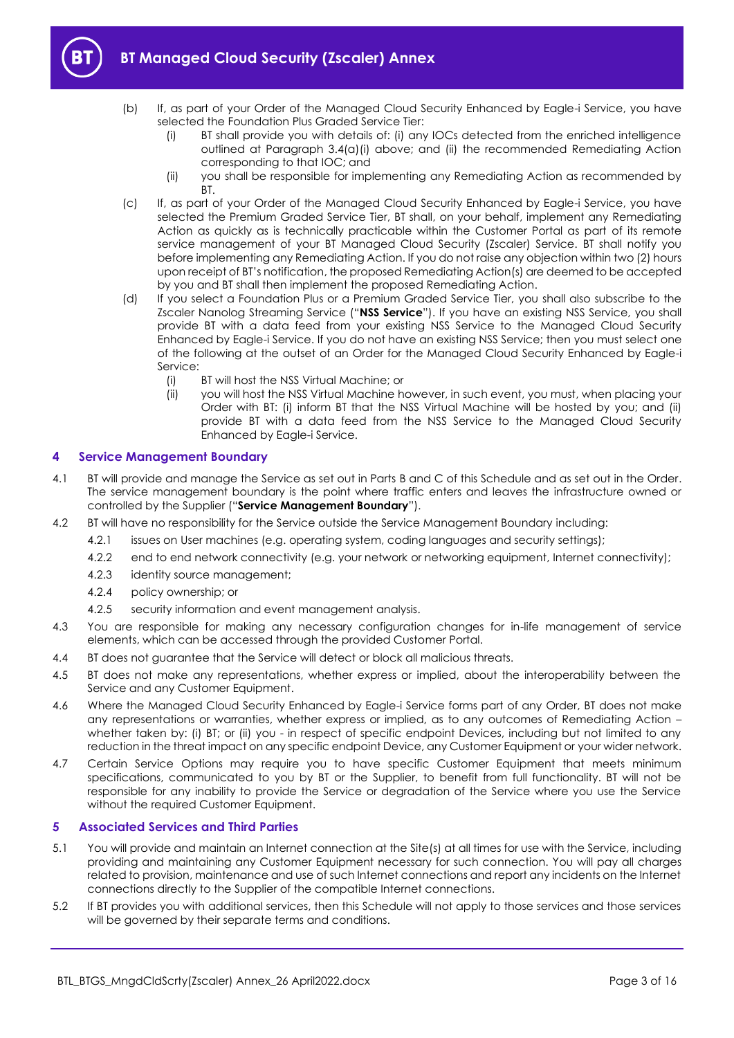(b) If, as part of your Order of the Managed Cloud Security Enhanced by Eagle-i Service, you have selected the Foundation Plus Graded Service Tier:

   (i) BT shall provide you with details of: (i) any IOCs detected from the enriched intelligence outlined at Paragraph 3.4(a)(i) above; and (ii) the recommended Remediating Action corresponding to that IOC; and

   (ii) you shall be responsible for implementing any Remediating Action as recommended by BT.

(c) If, as part of your Order of the Managed Cloud Security Enhanced by Eagle-i Service, you have selected the Premium Graded Service Tier, BT shall, on your behalf, implement any Remediating Action as quickly as is technically practicable within the Customer Portal as part of its remote service management of your BT Managed Cloud Security (Zscaler) Service. BT shall notify you before implementing any Remediating Action. If you do not raise any objection within two (2) hours upon receipt of BT's notification, the proposed Remediating Action(s) are deemed to be accepted by you and BT shall then implement the proposed Remediating Action.

(d) If you select a Foundation Plus or a Premium Graded Service Tier, you shall also subscribe to the Zscaler Nanolog Streaming Service ("**NSS Service**"). If you have an existing NSS Service, you shall provide BT with a data feed from your existing NSS Service to the Managed Cloud Security Enhanced by Eagle-i Service. If you do not have an existing NSS Service; then you must select one of the following at the outset of an Order for the Managed Cloud Security Enhanced by Eagle-i Service:

   (i) BT will host the NSS Virtual Machine; or

   (ii) you will host the NSS Virtual Machine however, in such event, you must, when placing your Order with BT: (i) inform BT that the NSS Virtual Machine will be hosted by you; and (ii) provide BT with a data feed from the NSS Service to the Managed Cloud Security Enhanced by Eagle-i Service.

## 4 Service Management Boundary

4.1 BT will provide and manage the Service as set out in Parts B and C of this Schedule and as set out in the Order. The service management boundary is the point where traffic enters and leaves the infrastructure owned or controlled by the Supplier ("**Service Management Boundary**").

4.2 BT will have no responsibility for the Service outside the Service Management Boundary including:

   4.2.1 issues on User machines (e.g. operating system, coding languages and security settings);

   4.2.2 end to end network connectivity (e.g. your network or networking equipment, Internet connectivity);

   4.2.3 identity source management;

   4.2.4 policy ownership; or

   4.2.5 security information and event management analysis.

4.3 You are responsible for making any necessary configuration changes for in-life management of service elements, which can be accessed through the provided Customer Portal.

4.4 BT does not guarantee that the Service will detect or block all malicious threats.

4.5 BT does not make any representations, whether express or implied, about the interoperability between the Service and any Customer Equipment.

4.6 Where the Managed Cloud Security Enhanced by Eagle-i Service forms part of any Order, BT does not make any representations or warranties, whether express or implied, as to any outcomes of Remediating Action – whether taken by: (i) BT; or (ii) you - in respect of specific endpoint Devices, including but not limited to any reduction in the threat impact on any specific endpoint Device, any Customer Equipment or your wider network.

4.7 Certain Service Options may require you to have specific Customer Equipment that meets minimum specifications, communicated to you by BT or the Supplier, to benefit from full functionality. BT will not be responsible for any inability to provide the Service or degradation of the Service where you use the Service without the required Customer Equipment.

## 5 Associated Services and Third Parties

5.1 You will provide and maintain an Internet connection at the Site(s) at all times for use with the Service, including providing and maintaining any Customer Equipment necessary for such connection. You will pay all charges related to provision, maintenance and use of such Internet connections and report any incidents on the Internet connections directly to the Supplier of the compatible Internet connections.

5.2 If BT provides you with additional services, then this Schedule will not apply to those services and those services will be governed by their separate terms and conditions.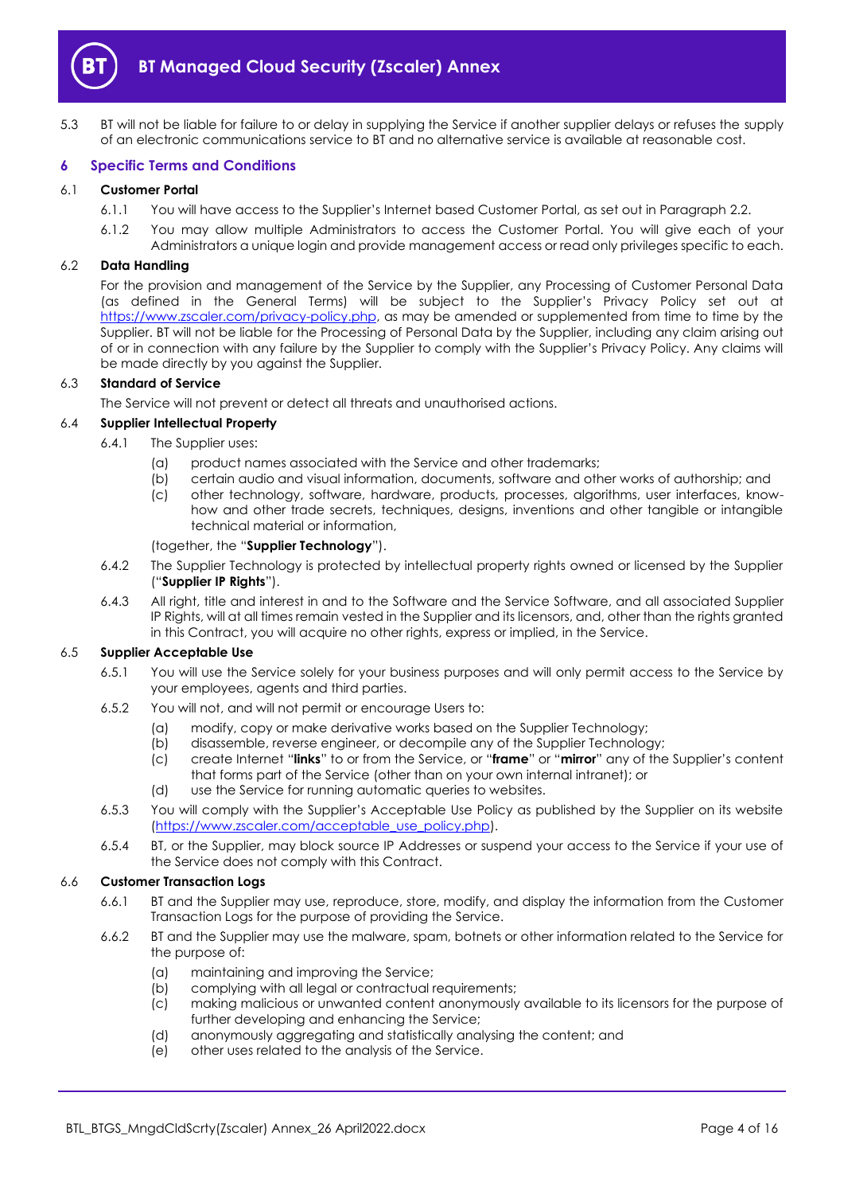5.3 BT will not be liable for failure to or delay in supplying the Service if another supplier delays or refuses the supply of an electronic communications service to BT and no alternative service is available at reasonable cost.

## 6 Specific Terms and Conditions

### 6.1 Customer Portal

6.1.1 You will have access to the Supplier's Internet based Customer Portal, as set out in Paragraph 2.2.

6.1.2 You may allow multiple Administrators to access the Customer Portal. You will give each of your Administrators a unique login and provide management access or read only privileges specific to each.

### 6.2 Data Handling

For the provision and management of the Service by the Supplier, any Processing of Customer Personal Data (as defined in the General Terms) will be subject to the Supplier's Privacy Policy set out at https://www.zscaler.com/privacy-policy.php, as may be amended or supplemented from time to time by the Supplier. BT will not be liable for the Processing of Personal Data by the Supplier, including any claim arising out of or in connection with any failure by the Supplier to comply with the Supplier's Privacy Policy. Any claims will be made directly by you against the Supplier.

### 6.3 Standard of Service

The Service will not prevent or detect all threats and unauthorised actions.

### 6.4 Supplier Intellectual Property

6.4.1 The Supplier uses:

(a) product names associated with the Service and other trademarks;
(b) certain audio and visual information, documents, software and other works of authorship; and
(c) other technology, software, hardware, products, processes, algorithms, user interfaces, know-how and other trade secrets, techniques, designs, inventions and other tangible or intangible technical material or information,

(together, the "**Supplier Technology**").

6.4.2 The Supplier Technology is protected by intellectual property rights owned or licensed by the Supplier ("**Supplier IP Rights**").

6.4.3 All right, title and interest in and to the Software and the Service Software, and all associated Supplier IP Rights, will at all times remain vested in the Supplier and its licensors, and, other than the rights granted in this Contract, you will acquire no other rights, express or implied, in the Service.

### 6.5 Supplier Acceptable Use

6.5.1 You will use the Service solely for your business purposes and will only permit access to the Service by your employees, agents and third parties.

6.5.2 You will not, and will not permit or encourage Users to:

(a) modify, copy or make derivative works based on the Supplier Technology;
(b) disassemble, reverse engineer, or decompile any of the Supplier Technology;
(c) create Internet "**links**" to or from the Service, or "**frame**" or "**mirror**" any of the Supplier's content that forms part of the Service (other than on your own internal intranet); or
(d) use the Service for running automatic queries to websites.

6.5.3 You will comply with the Supplier's Acceptable Use Policy as published by the Supplier on its website (https://www.zscaler.com/acceptable_use_policy.php).

6.5.4 BT, or the Supplier, may block source IP Addresses or suspend your access to the Service if your use of the Service does not comply with this Contract.

### 6.6 Customer Transaction Logs

6.6.1 BT and the Supplier may use, reproduce, store, modify, and display the information from the Customer Transaction Logs for the purpose of providing the Service.

6.6.2 BT and the Supplier may use the malware, spam, botnets or other information related to the Service for the purpose of:

(a) maintaining and improving the Service;
(b) complying with all legal or contractual requirements;
(c) making malicious or unwanted content anonymously available to its licensors for the purpose of further developing and enhancing the Service;
(d) anonymously aggregating and statistically analysing the content; and
(e) other uses related to the analysis of the Service.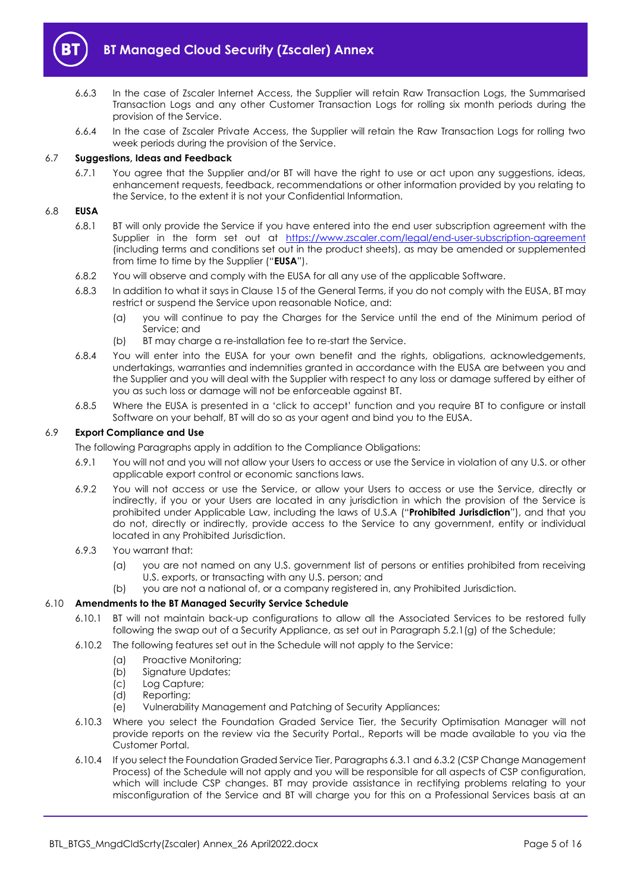6.6.3 In the case of Zscaler Internet Access, the Supplier will retain Raw Transaction Logs, the Summarised Transaction Logs and any other Customer Transaction Logs for rolling six month periods during the provision of the Service.

6.6.4 In the case of Zscaler Private Access, the Supplier will retain the Raw Transaction Logs for rolling two week periods during the provision of the Service.

### 6.7 Suggestions, Ideas and Feedback

6.7.1 You agree that the Supplier and/or BT will have the right to use or act upon any suggestions, ideas, enhancement requests, feedback, recommendations or other information provided by you relating to the Service, to the extent it is not your Confidential Information.

### 6.8 EUSA

6.8.1 BT will only provide the Service if you have entered into the end user subscription agreement with the Supplier in the form set out at https://www.zscaler.com/legal/end-user-subscription-agreement (including terms and conditions set out in the product sheets), as may be amended or supplemented from time to time by the Supplier ("**EUSA**").

6.8.2 You will observe and comply with the EUSA for all any use of the applicable Software.

6.8.3 In addition to what it says in Clause 15 of the General Terms, if you do not comply with the EUSA, BT may restrict or suspend the Service upon reasonable Notice, and:

(a) you will continue to pay the Charges for the Service until the end of the Minimum period of Service; and

(b) BT may charge a re-installation fee to re-start the Service.

6.8.4 You will enter into the EUSA for your own benefit and the rights, obligations, acknowledgements, undertakings, warranties and indemnities granted in accordance with the EUSA are between you and the Supplier and you will deal with the Supplier with respect to any loss or damage suffered by either of you as such loss or damage will not be enforceable against BT.

6.8.5 Where the EUSA is presented in a 'click to accept' function and you require BT to configure or install Software on your behalf, BT will do so as your agent and bind you to the EUSA.

### 6.9 Export Compliance and Use

The following Paragraphs apply in addition to the Compliance Obligations:

6.9.1 You will not and you will not allow your Users to access or use the Service in violation of any U.S. or other applicable export control or economic sanctions laws.

6.9.2 You will not access or use the Service, or allow your Users to access or use the Service, directly or indirectly, if you or your Users are located in any jurisdiction in which the provision of the Service is prohibited under Applicable Law, including the laws of U.S.A ("**Prohibited Jurisdiction**"), and that you do not, directly or indirectly, provide access to the Service to any government, entity or individual located in any Prohibited Jurisdiction.

6.9.3 You warrant that:

(a) you are not named on any U.S. government list of persons or entities prohibited from receiving U.S. exports, or transacting with any U.S. person; and

(b) you are not a national of, or a company registered in, any Prohibited Jurisdiction.

### 6.10 Amendments to the BT Managed Security Service Schedule

6.10.1 BT will not maintain back-up configurations to allow all the Associated Services to be restored fully following the swap out of a Security Appliance, as set out in Paragraph 5.2.1(g) of the Schedule;

6.10.2 The following features set out in the Schedule will not apply to the Service:

(a) Proactive Monitoring;

(b) Signature Updates;

(c) Log Capture;

(d) Reporting;

(e) Vulnerability Management and Patching of Security Appliances;

6.10.3 Where you select the Foundation Graded Service Tier, the Security Optimisation Manager will not provide reports on the review via the Security Portal., Reports will be made available to you via the Customer Portal.

6.10.4 If you select the Foundation Graded Service Tier, Paragraphs 6.3.1 and 6.3.2 (CSP Change Management Process) of the Schedule will not apply and you will be responsible for all aspects of CSP configuration, which will include CSP changes. BT may provide assistance in rectifying problems relating to your misconfiguration of the Service and BT will charge you for this on a Professional Services basis at an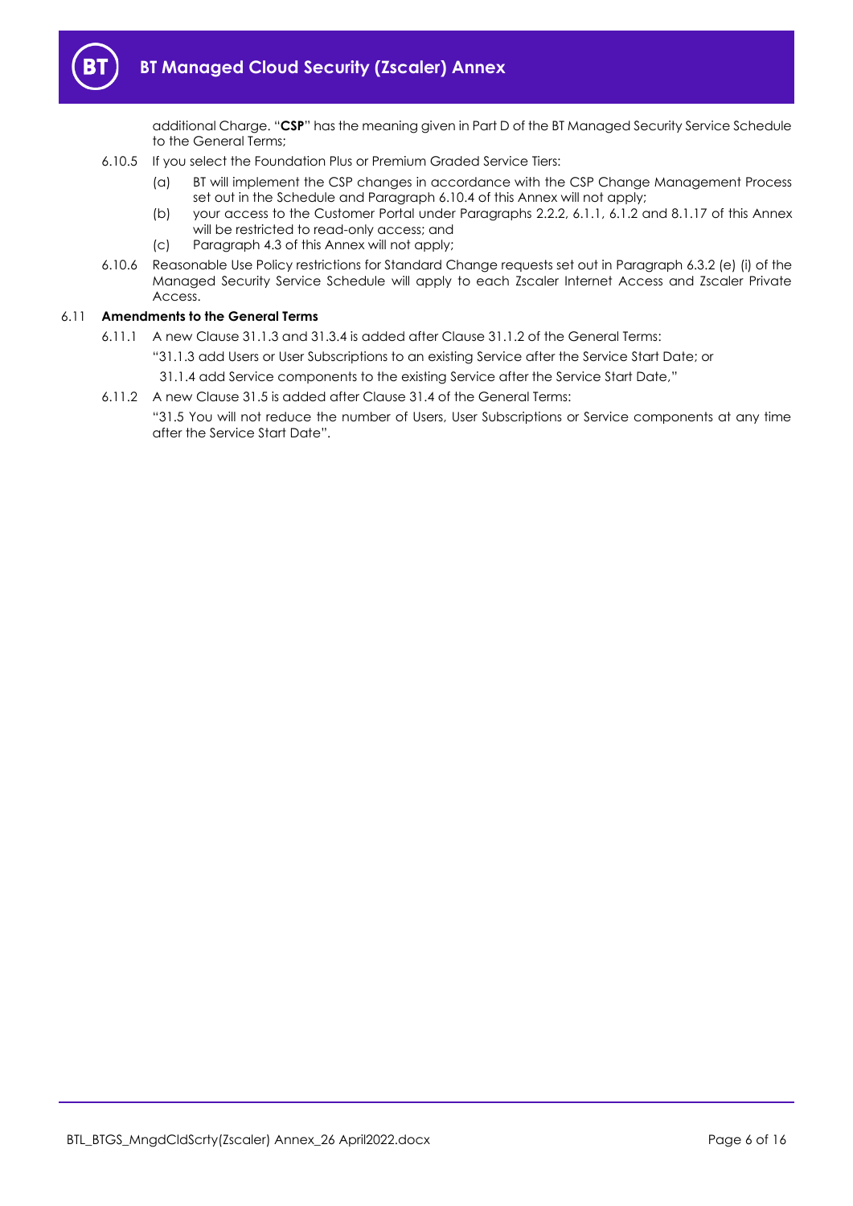additional Charge. "**CSP**" has the meaning given in Part D of the BT Managed Security Service Schedule to the General Terms;

6.10.5 If you select the Foundation Plus or Premium Graded Service Tiers:

(a) BT will implement the CSP changes in accordance with the CSP Change Management Process set out in the Schedule and Paragraph 6.10.4 of this Annex will not apply;

(b) your access to the Customer Portal under Paragraphs 2.2.2, 6.1.1, 6.1.2 and 8.1.17 of this Annex will be restricted to read-only access; and

(c) Paragraph 4.3 of this Annex will not apply;

6.10.6 Reasonable Use Policy restrictions for Standard Change requests set out in Paragraph 6.3.2 (e) (i) of the Managed Security Service Schedule will apply to each Zscaler Internet Access and Zscaler Private Access.

6.11 **Amendments to the General Terms**

6.11.1 A new Clause 31.1.3 and 31.3.4 is added after Clause 31.1.2 of the General Terms:

"31.1.3 add Users or User Subscriptions to an existing Service after the Service Start Date; or

31.1.4 add Service components to the existing Service after the Service Start Date,"

6.11.2 A new Clause 31.5 is added after Clause 31.4 of the General Terms:

"31.5 You will not reduce the number of Users, User Subscriptions or Service components at any time after the Service Start Date".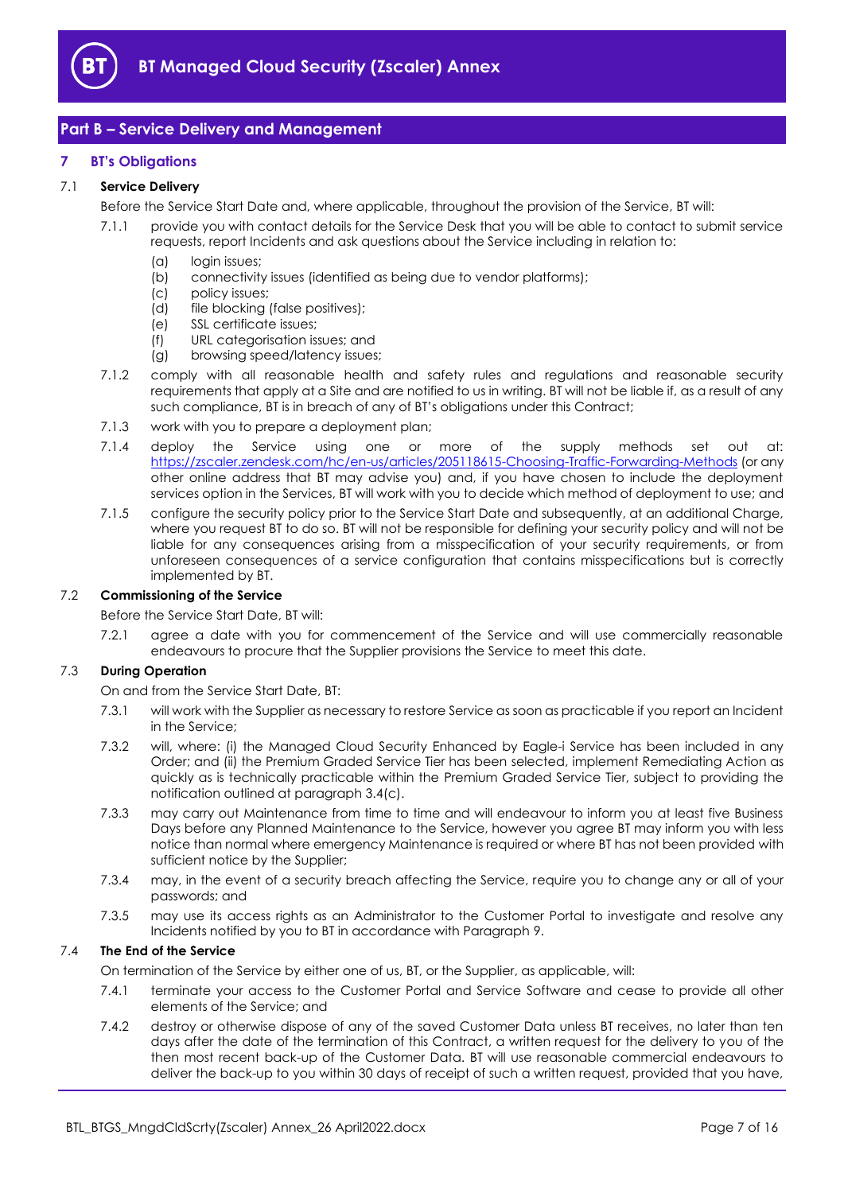## Part B – Service Delivery and Management

### 7 BT's Obligations

#### 7.1 Service Delivery

Before the Service Start Date and, where applicable, throughout the provision of the Service, BT will:

7.1.1 provide you with contact details for the Service Desk that you will be able to contact to submit service requests, report Incidents and ask questions about the Service including in relation to:

- (a) login issues;
- (b) connectivity issues (identified as being due to vendor platforms);
- (c) policy issues;
- (d) file blocking (false positives);
- (e) SSL certificate issues;
- (f) URL categorisation issues; and
- (g) browsing speed/latency issues;

7.1.2 comply with all reasonable health and safety rules and regulations and reasonable security requirements that apply at a Site and are notified to us in writing. BT will not be liable if, as a result of any such compliance, BT is in breach of any of BT's obligations under this Contract;

7.1.3 work with you to prepare a deployment plan;

7.1.4 deploy the Service using one or more of the supply methods set out at: https://zscaler.zendesk.com/hc/en-us/articles/205118615-Choosing-Traffic-Forwarding-Methods (or any other online address that BT may advise you) and, if you have chosen to include the deployment services option in the Services, BT will work with you to decide which method of deployment to use; and

7.1.5 configure the security policy prior to the Service Start Date and subsequently, at an additional Charge, where you request BT to do so. BT will not be responsible for defining your security policy and will not be liable for any consequences arising from a misspecification of your security requirements, or from unforeseen consequences of a service configuration that contains misspecifications but is correctly implemented by BT.

#### 7.2 Commissioning of the Service

Before the Service Start Date, BT will:

7.2.1 agree a date with you for commencement of the Service and will use commercially reasonable endeavours to procure that the Supplier provisions the Service to meet this date.

#### 7.3 During Operation

On and from the Service Start Date, BT:

7.3.1 will work with the Supplier as necessary to restore Service as soon as practicable if you report an Incident in the Service;

7.3.2 will, where: (i) the Managed Cloud Security Enhanced by Eagle-i Service has been included in any Order; and (ii) the Premium Graded Service Tier has been selected, implement Remediating Action as quickly as is technically practicable within the Premium Graded Service Tier, subject to providing the notification outlined at paragraph 3.4(c).

7.3.3 may carry out Maintenance from time to time and will endeavour to inform you at least five Business Days before any Planned Maintenance to the Service, however you agree BT may inform you with less notice than normal where emergency Maintenance is required or where BT has not been provided with sufficient notice by the Supplier;

7.3.4 may, in the event of a security breach affecting the Service, require you to change any or all of your passwords; and

7.3.5 may use its access rights as an Administrator to the Customer Portal to investigate and resolve any Incidents notified by you to BT in accordance with Paragraph 9.

#### 7.4 The End of the Service

On termination of the Service by either one of us, BT, or the Supplier, as applicable, will:

7.4.1 terminate your access to the Customer Portal and Service Software and cease to provide all other elements of the Service; and

7.4.2 destroy or otherwise dispose of any of the saved Customer Data unless BT receives, no later than ten days after the date of the termination of this Contract, a written request for the delivery to you of the then most recent back-up of the Customer Data. BT will use reasonable commercial endeavours to deliver the back-up to you within 30 days of receipt of such a written request, provided that you have,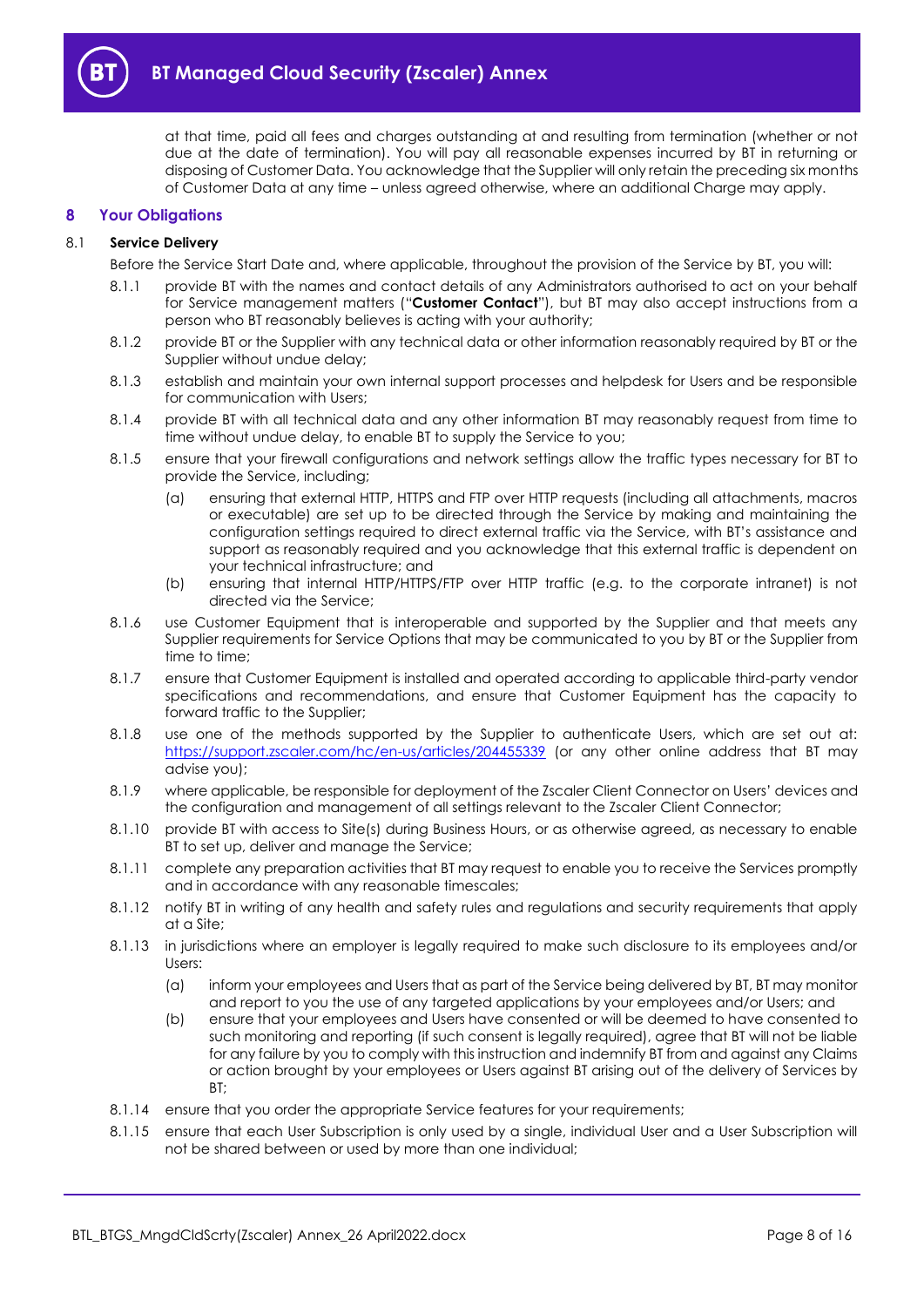at that time, paid all fees and charges outstanding at and resulting from termination (whether or not due at the date of termination). You will pay all reasonable expenses incurred by BT in returning or disposing of Customer Data. You acknowledge that the Supplier will only retain the preceding six months of Customer Data at any time – unless agreed otherwise, where an additional Charge may apply.

## 8 Your Obligations

### 8.1 Service Delivery

Before the Service Start Date and, where applicable, throughout the provision of the Service by BT, you will:

8.1.1 provide BT with the names and contact details of any Administrators authorised to act on your behalf for Service management matters ("**Customer Contact**"), but BT may also accept instructions from a person who BT reasonably believes is acting with your authority;

8.1.2 provide BT or the Supplier with any technical data or other information reasonably required by BT or the Supplier without undue delay;

8.1.3 establish and maintain your own internal support processes and helpdesk for Users and be responsible for communication with Users;

8.1.4 provide BT with all technical data and any other information BT may reasonably request from time to time without undue delay, to enable BT to supply the Service to you;

8.1.5 ensure that your firewall configurations and network settings allow the traffic types necessary for BT to provide the Service, including;

(a) ensuring that external HTTP, HTTPS and FTP over HTTP requests (including all attachments, macros or executable) are set up to be directed through the Service by making and maintaining the configuration settings required to direct external traffic via the Service, with BT's assistance and support as reasonably required and you acknowledge that this external traffic is dependent on your technical infrastructure; and

(b) ensuring that internal HTTP/HTTPS/FTP over HTTP traffic (e.g. to the corporate intranet) is not directed via the Service;

8.1.6 use Customer Equipment that is interoperable and supported by the Supplier and that meets any Supplier requirements for Service Options that may be communicated to you by BT or the Supplier from time to time;

8.1.7 ensure that Customer Equipment is installed and operated according to applicable third-party vendor specifications and recommendations, and ensure that Customer Equipment has the capacity to forward traffic to the Supplier;

8.1.8 use one of the methods supported by the Supplier to authenticate Users, which are set out at: https://support.zscaler.com/hc/en-us/articles/204455339 (or any other online address that BT may advise you);

8.1.9 where applicable, be responsible for deployment of the Zscaler Client Connector on Users' devices and the configuration and management of all settings relevant to the Zscaler Client Connector;

8.1.10 provide BT with access to Site(s) during Business Hours, or as otherwise agreed, as necessary to enable BT to set up, deliver and manage the Service;

8.1.11 complete any preparation activities that BT may request to enable you to receive the Services promptly and in accordance with any reasonable timescales;

8.1.12 notify BT in writing of any health and safety rules and regulations and security requirements that apply at a Site;

8.1.13 in jurisdictions where an employer is legally required to make such disclosure to its employees and/or Users:

(a) inform your employees and Users that as part of the Service being delivered by BT, BT may monitor and report to you the use of any targeted applications by your employees and/or Users; and

(b) ensure that your employees and Users have consented or will be deemed to have consented to such monitoring and reporting (if such consent is legally required), agree that BT will not be liable for any failure by you to comply with this instruction and indemnify BT from and against any Claims or action brought by your employees or Users against BT arising out of the delivery of Services by BT;

8.1.14 ensure that you order the appropriate Service features for your requirements;

8.1.15 ensure that each User Subscription is only used by a single, individual User and a User Subscription will not be shared between or used by more than one individual;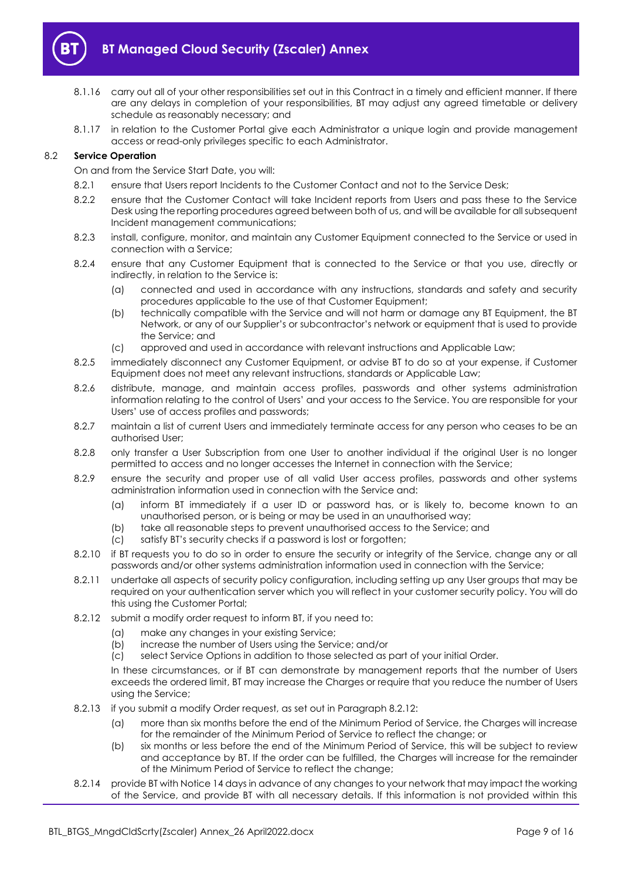8.1.16 carry out all of your other responsibilities set out in this Contract in a timely and efficient manner. If there are any delays in completion of your responsibilities, BT may adjust any agreed timetable or delivery schedule as reasonably necessary; and

8.1.17 in relation to the Customer Portal give each Administrator a unique login and provide management access or read-only privileges specific to each Administrator.

8.2 **Service Operation**

On and from the Service Start Date, you will:

8.2.1 ensure that Users report Incidents to the Customer Contact and not to the Service Desk;

8.2.2 ensure that the Customer Contact will take Incident reports from Users and pass these to the Service Desk using the reporting procedures agreed between both of us, and will be available for all subsequent Incident management communications;

8.2.3 install, configure, monitor, and maintain any Customer Equipment connected to the Service or used in connection with a Service;

8.2.4 ensure that any Customer Equipment that is connected to the Service or that you use, directly or indirectly, in relation to the Service is:

(a) connected and used in accordance with any instructions, standards and safety and security procedures applicable to the use of that Customer Equipment;

(b) technically compatible with the Service and will not harm or damage any BT Equipment, the BT Network, or any of our Supplier's or subcontractor's network or equipment that is used to provide the Service; and

(c) approved and used in accordance with relevant instructions and Applicable Law;

8.2.5 immediately disconnect any Customer Equipment, or advise BT to do so at your expense, if Customer Equipment does not meet any relevant instructions, standards or Applicable Law;

8.2.6 distribute, manage, and maintain access profiles, passwords and other systems administration information relating to the control of Users' and your access to the Service. You are responsible for your Users' use of access profiles and passwords;

8.2.7 maintain a list of current Users and immediately terminate access for any person who ceases to be an authorised User;

8.2.8 only transfer a User Subscription from one User to another individual if the original User is no longer permitted to access and no longer accesses the Internet in connection with the Service;

8.2.9 ensure the security and proper use of all valid User access profiles, passwords and other systems administration information used in connection with the Service and:

(a) inform BT immediately if a user ID or password has, or is likely to, become known to an unauthorised person, or is being or may be used in an unauthorised way;

(b) take all reasonable steps to prevent unauthorised access to the Service; and

(c) satisfy BT's security checks if a password is lost or forgotten;

8.2.10 if BT requests you to do so in order to ensure the security or integrity of the Service, change any or all passwords and/or other systems administration information used in connection with the Service;

8.2.11 undertake all aspects of security policy configuration, including setting up any User groups that may be required on your authentication server which you will reflect in your customer security policy. You will do this using the Customer Portal;

8.2.12 submit a modify order request to inform BT, if you need to:

(a) make any changes in your existing Service;

(b) increase the number of Users using the Service; and/or

(c) select Service Options in addition to those selected as part of your initial Order.

In these circumstances, or if BT can demonstrate by management reports that the number of Users exceeds the ordered limit, BT may increase the Charges or require that you reduce the number of Users using the Service;

8.2.13 if you submit a modify Order request, as set out in Paragraph 8.2.12:

(a) more than six months before the end of the Minimum Period of Service, the Charges will increase for the remainder of the Minimum Period of Service to reflect the change; or

(b) six months or less before the end of the Minimum Period of Service, this will be subject to review and acceptance by BT. If the order can be fulfilled, the Charges will increase for the remainder of the Minimum Period of Service to reflect the change;

8.2.14 provide BT with Notice 14 days in advance of any changes to your network that may impact the working of the Service, and provide BT with all necessary details. If this information is not provided within this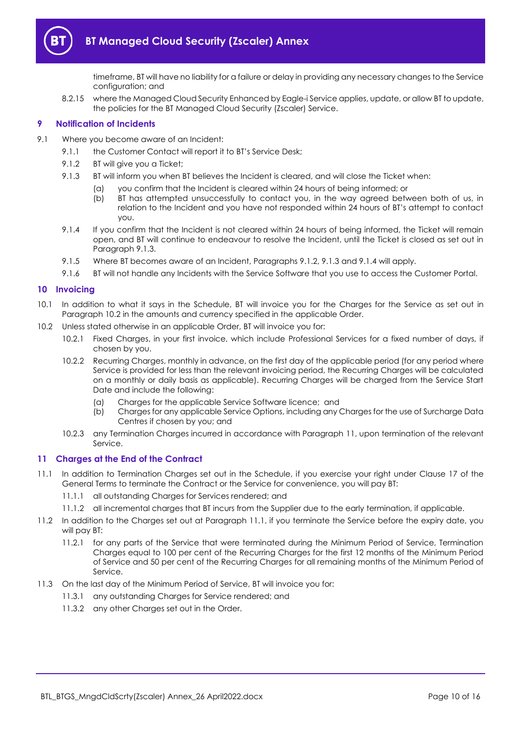timeframe, BT will have no liability for a failure or delay in providing any necessary changes to the Service configuration; and

8.2.15 where the Managed Cloud Security Enhanced by Eagle-i Service applies, update, or allow BT to update, the policies for the BT Managed Cloud Security (Zscaler) Service.

## 9 Notification of Incidents

9.1 Where you become aware of an Incident:

9.1.1 the Customer Contact will report it to BT's Service Desk;

9.1.2 BT will give you a Ticket;

9.1.3 BT will inform you when BT believes the Incident is cleared, and will close the Ticket when:

(a) you confirm that the Incident is cleared within 24 hours of being informed; or

(b) BT has attempted unsuccessfully to contact you, in the way agreed between both of us, in relation to the Incident and you have not responded within 24 hours of BT's attempt to contact you.

9.1.4 If you confirm that the Incident is not cleared within 24 hours of being informed, the Ticket will remain open, and BT will continue to endeavour to resolve the Incident, until the Ticket is closed as set out in Paragraph 9.1.3.

9.1.5 Where BT becomes aware of an Incident, Paragraphs 9.1.2, 9.1.3 and 9.1.4 will apply.

9.1.6 BT will not handle any Incidents with the Service Software that you use to access the Customer Portal.

## 10 Invoicing

10.1 In addition to what it says in the Schedule, BT will invoice you for the Charges for the Service as set out in Paragraph 10.2 in the amounts and currency specified in the applicable Order.

10.2 Unless stated otherwise in an applicable Order, BT will invoice you for:

10.2.1 Fixed Charges, in your first invoice, which include Professional Services for a fixed number of days, if chosen by you.

10.2.2 Recurring Charges, monthly in advance, on the first day of the applicable period (for any period where Service is provided for less than the relevant invoicing period, the Recurring Charges will be calculated on a monthly or daily basis as applicable). Recurring Charges will be charged from the Service Start Date and include the following:

(a) Charges for the applicable Service Software licence; and

(b) Charges for any applicable Service Options, including any Charges for the use of Surcharge Data Centres if chosen by you; and

10.2.3 any Termination Charges incurred in accordance with Paragraph 11, upon termination of the relevant Service.

## 11 Charges at the End of the Contract

11.1 In addition to Termination Charges set out in the Schedule, if you exercise your right under Clause 17 of the General Terms to terminate the Contract or the Service for convenience, you will pay BT:

11.1.1 all outstanding Charges for Services rendered; and

11.1.2 all incremental charges that BT incurs from the Supplier due to the early termination, if applicable.

11.2 In addition to the Charges set out at Paragraph 11.1, if you terminate the Service before the expiry date, you will pay BT:

11.2.1 for any parts of the Service that were terminated during the Minimum Period of Service, Termination Charges equal to 100 per cent of the Recurring Charges for the first 12 months of the Minimum Period of Service and 50 per cent of the Recurring Charges for all remaining months of the Minimum Period of Service.

11.3 On the last day of the Minimum Period of Service, BT will invoice you for:

11.3.1 any outstanding Charges for Service rendered; and

11.3.2 any other Charges set out in the Order.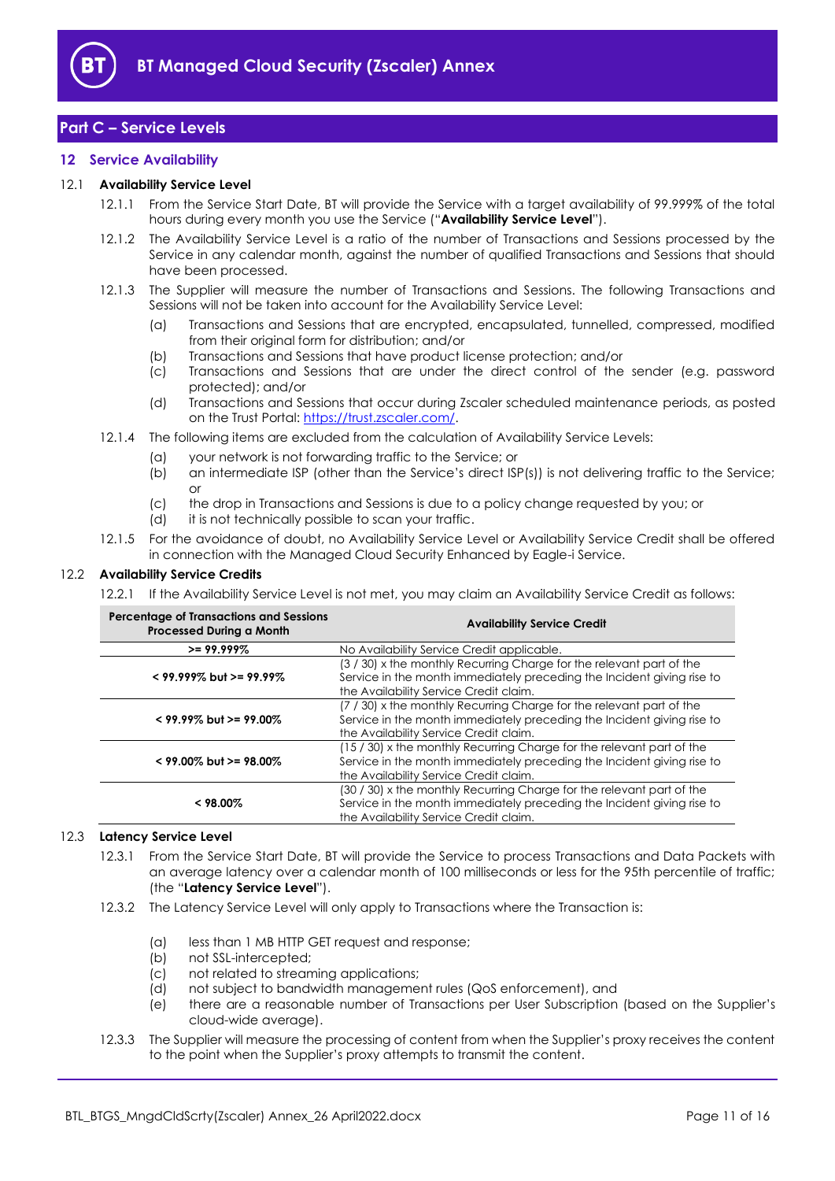## Part C – Service Levels

### 12 Service Availability

12.1 **Availability Service Level**

12.1.1 From the Service Start Date, BT will provide the Service with a target availability of 99.999% of the total hours during every month you use the Service ("**Availability Service Level**").

12.1.2 The Availability Service Level is a ratio of the number of Transactions and Sessions processed by the Service in any calendar month, against the number of qualified Transactions and Sessions that should have been processed.

12.1.3 The Supplier will measure the number of Transactions and Sessions. The following Transactions and Sessions will not be taken into account for the Availability Service Level:

(a) Transactions and Sessions that are encrypted, encapsulated, tunnelled, compressed, modified from their original form for distribution; and/or

(b) Transactions and Sessions that have product license protection; and/or

(c) Transactions and Sessions that are under the direct control of the sender (e.g. password protected); and/or

(d) Transactions and Sessions that occur during Zscaler scheduled maintenance periods, as posted on the Trust Portal: https://trust.zscaler.com/.

12.1.4 The following items are excluded from the calculation of Availability Service Levels:

(a) your network is not forwarding traffic to the Service; or

(b) an intermediate ISP (other than the Service's direct ISP(s)) is not delivering traffic to the Service; or

(c) the drop in Transactions and Sessions is due to a policy change requested by you; or

(d) it is not technically possible to scan your traffic.

12.1.5 For the avoidance of doubt, no Availability Service Level or Availability Service Credit shall be offered in connection with the Managed Cloud Security Enhanced by Eagle-i Service.

12.2 **Availability Service Credits**

12.2.1 If the Availability Service Level is not met, you may claim an Availability Service Credit as follows:

| Percentage of Transactions and Sessions Processed During a Month | Availability Service Credit |
|---|---|
| **>= 99.999%** | No Availability Service Credit applicable. |
| **< 99.999% but >= 99.99%** | (3 / 30) x the monthly Recurring Charge for the relevant part of the Service in the month immediately preceding the Incident giving rise to the Availability Service Credit claim. |
| **< 99.99% but >= 99.00%** | (7 / 30) x the monthly Recurring Charge for the relevant part of the Service in the month immediately preceding the Incident giving rise to the Availability Service Credit claim. |
| **< 99.00% but >= 98.00%** | (15 / 30) x the monthly Recurring Charge for the relevant part of the Service in the month immediately preceding the Incident giving rise to the Availability Service Credit claim. |
| **< 98.00%** | (30 / 30) x the monthly Recurring Charge for the relevant part of the Service in the month immediately preceding the Incident giving rise to the Availability Service Credit claim. |

12.3 **Latency Service Level**

12.3.1 From the Service Start Date, BT will provide the Service to process Transactions and Data Packets with an average latency over a calendar month of 100 milliseconds or less for the 95th percentile of traffic; (the "**Latency Service Level**").

12.3.2 The Latency Service Level will only apply to Transactions where the Transaction is:

(a) less than 1 MB HTTP GET request and response;

(b) not SSL-intercepted;

(c) not related to streaming applications;

(d) not subject to bandwidth management rules (QoS enforcement), and

(e) there are a reasonable number of Transactions per User Subscription (based on the Supplier's cloud-wide average).

12.3.3 The Supplier will measure the processing of content from when the Supplier's proxy receives the content to the point when the Supplier's proxy attempts to transmit the content.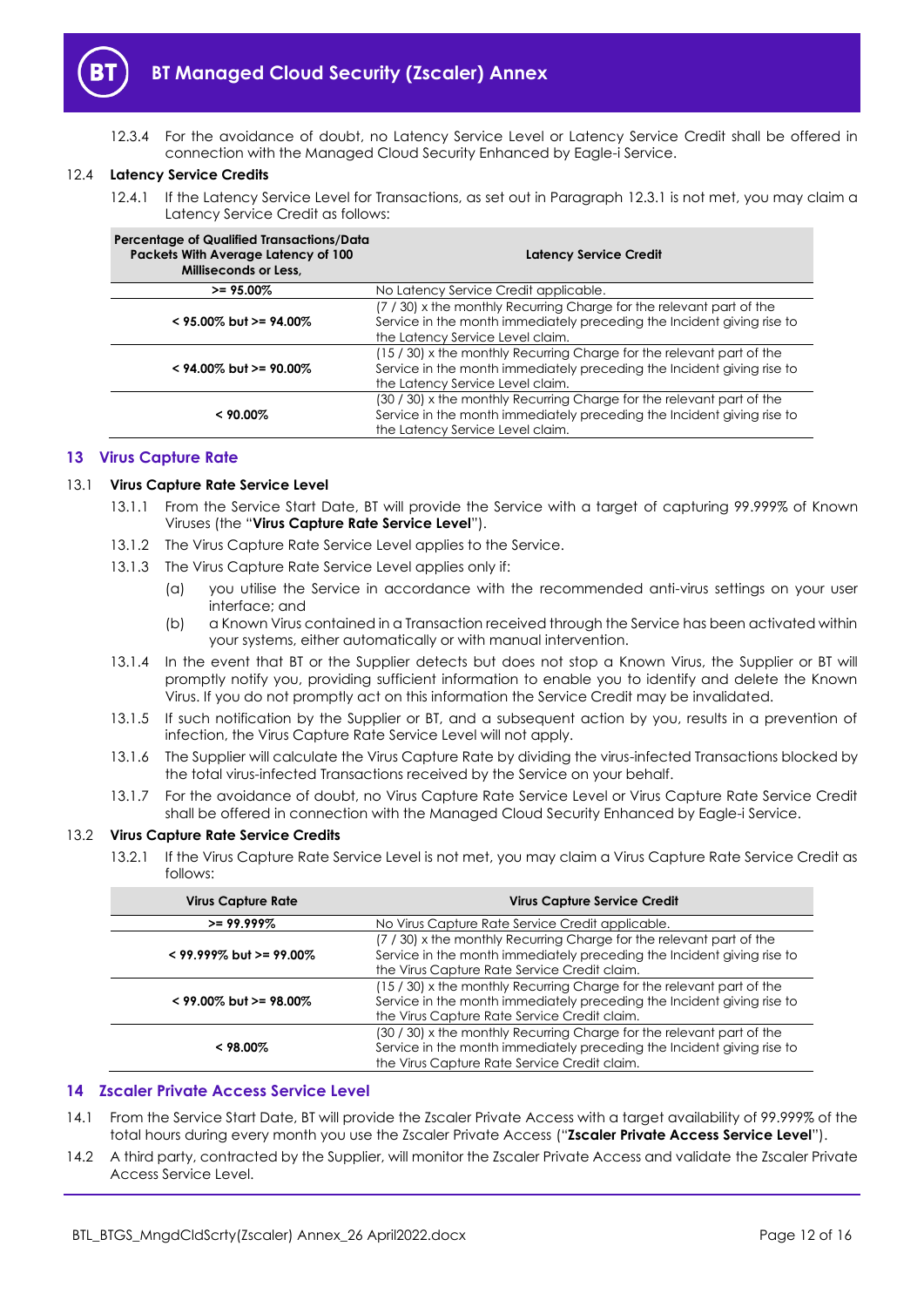12.3.4 For the avoidance of doubt, no Latency Service Level or Latency Service Credit shall be offered in connection with the Managed Cloud Security Enhanced by Eagle-i Service.

### 12.4 Latency Service Credits

12.4.1 If the Latency Service Level for Transactions, as set out in Paragraph 12.3.1 is not met, you may claim a Latency Service Credit as follows:

| Percentage of Qualified Transactions/Data Packets With Average Latency of 100 Milliseconds or Less, | Latency Service Credit |
|---|---|
| >= 95.00% | No Latency Service Credit applicable. |
| < 95.00% but >= 94.00% | (7 / 30) x the monthly Recurring Charge for the relevant part of the Service in the month immediately preceding the Incident giving rise to the Latency Service Level claim. |
| < 94.00% but >= 90.00% | (15 / 30) x the monthly Recurring Charge for the relevant part of the Service in the month immediately preceding the Incident giving rise to the Latency Service Level claim. |
| < 90.00% | (30 / 30) x the monthly Recurring Charge for the relevant part of the Service in the month immediately preceding the Incident giving rise to the Latency Service Level claim. |

## 13 Virus Capture Rate

### 13.1 Virus Capture Rate Service Level

13.1.1 From the Service Start Date, BT will provide the Service with a target of capturing 99.999% of Known Viruses (the "**Virus Capture Rate Service Level**").

13.1.2 The Virus Capture Rate Service Level applies to the Service.

13.1.3 The Virus Capture Rate Service Level applies only if:

(a) you utilise the Service in accordance with the recommended anti-virus settings on your user interface; and

(b) a Known Virus contained in a Transaction received through the Service has been activated within your systems, either automatically or with manual intervention.

13.1.4 In the event that BT or the Supplier detects but does not stop a Known Virus, the Supplier or BT will promptly notify you, providing sufficient information to enable you to identify and delete the Known Virus. If you do not promptly act on this information the Service Credit may be invalidated.

13.1.5 If such notification by the Supplier or BT, and a subsequent action by you, results in a prevention of infection, the Virus Capture Rate Service Level will not apply.

13.1.6 The Supplier will calculate the Virus Capture Rate by dividing the virus-infected Transactions blocked by the total virus-infected Transactions received by the Service on your behalf.

13.1.7 For the avoidance of doubt, no Virus Capture Rate Service Level or Virus Capture Rate Service Credit shall be offered in connection with the Managed Cloud Security Enhanced by Eagle-i Service.

### 13.2 Virus Capture Rate Service Credits

13.2.1 If the Virus Capture Rate Service Level is not met, you may claim a Virus Capture Rate Service Credit as follows:

| Virus Capture Rate | Virus Capture Service Credit |
|---|---|
| >= 99.999% | No Virus Capture Rate Service Credit applicable. |
| < 99.999% but >= 99.00% | (7 / 30) x the monthly Recurring Charge for the relevant part of the Service in the month immediately preceding the Incident giving rise to the Virus Capture Rate Service Credit claim. |
| < 99.00% but >= 98.00% | (15 / 30) x the monthly Recurring Charge for the relevant part of the Service in the month immediately preceding the Incident giving rise to the Virus Capture Rate Service Credit claim. |
| < 98.00% | (30 / 30) x the monthly Recurring Charge for the relevant part of the Service in the month immediately preceding the Incident giving rise to the Virus Capture Rate Service Credit claim. |

## 14 Zscaler Private Access Service Level

14.1 From the Service Start Date, BT will provide the Zscaler Private Access with a target availability of 99.999% of the total hours during every month you use the Zscaler Private Access ("**Zscaler Private Access Service Level**").

14.2 A third party, contracted by the Supplier, will monitor the Zscaler Private Access and validate the Zscaler Private Access Service Level.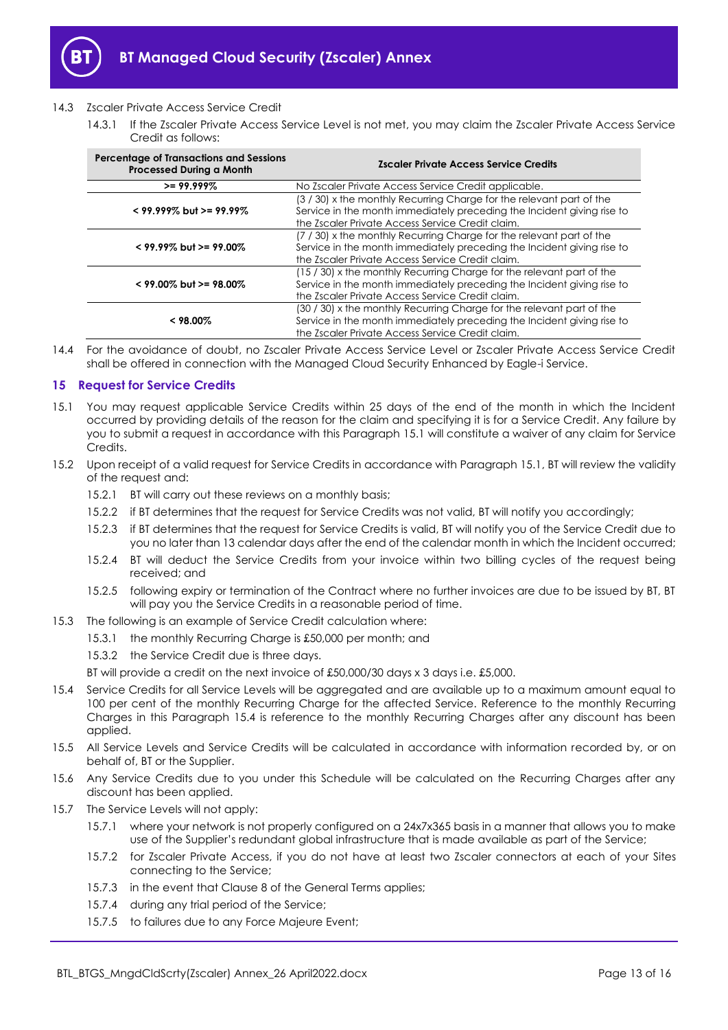14.3 Zscaler Private Access Service Credit

14.3.1 If the Zscaler Private Access Service Level is not met, you may claim the Zscaler Private Access Service Credit as follows:

| Percentage of Transactions and Sessions Processed During a Month | Zscaler Private Access Service Credits |
|---|---|
| >= 99.999% | No Zscaler Private Access Service Credit applicable. |
| < 99.999% but >= 99.99% | (3 / 30) x the monthly Recurring Charge for the relevant part of the Service in the month immediately preceding the Incident giving rise to the Zscaler Private Access Service Credit claim. |
| < 99.99% but >= 99.00% | (7 / 30) x the monthly Recurring Charge for the relevant part of the Service in the month immediately preceding the Incident giving rise to the Zscaler Private Access Service Credit claim. |
| < 99.00% but >= 98.00% | (15 / 30) x the monthly Recurring Charge for the relevant part of the Service in the month immediately preceding the Incident giving rise to the Zscaler Private Access Service Credit claim. |
| < 98.00% | (30 / 30) x the monthly Recurring Charge for the relevant part of the Service in the month immediately preceding the Incident giving rise to the Zscaler Private Access Service Credit claim. |

14.4 For the avoidance of doubt, no Zscaler Private Access Service Level or Zscaler Private Access Service Credit shall be offered in connection with the Managed Cloud Security Enhanced by Eagle-i Service.

## 15 Request for Service Credits

15.1 You may request applicable Service Credits within 25 days of the end of the month in which the Incident occurred by providing details of the reason for the claim and specifying it is for a Service Credit. Any failure by you to submit a request in accordance with this Paragraph 15.1 will constitute a waiver of any claim for Service Credits.

15.2 Upon receipt of a valid request for Service Credits in accordance with Paragraph 15.1, BT will review the validity of the request and:

15.2.1 BT will carry out these reviews on a monthly basis;

15.2.2 if BT determines that the request for Service Credits was not valid, BT will notify you accordingly;

15.2.3 if BT determines that the request for Service Credits is valid, BT will notify you of the Service Credit due to you no later than 13 calendar days after the end of the calendar month in which the Incident occurred;

15.2.4 BT will deduct the Service Credits from your invoice within two billing cycles of the request being received; and

15.2.5 following expiry or termination of the Contract where no further invoices are due to be issued by BT, BT will pay you the Service Credits in a reasonable period of time.

15.3 The following is an example of Service Credit calculation where:

15.3.1 the monthly Recurring Charge is £50,000 per month; and

15.3.2 the Service Credit due is three days.

BT will provide a credit on the next invoice of £50,000/30 days x 3 days i.e. £5,000.

15.4 Service Credits for all Service Levels will be aggregated and are available up to a maximum amount equal to 100 per cent of the monthly Recurring Charge for the affected Service. Reference to the monthly Recurring Charges in this Paragraph 15.4 is reference to the monthly Recurring Charges after any discount has been applied.

15.5 All Service Levels and Service Credits will be calculated in accordance with information recorded by, or on behalf of, BT or the Supplier.

15.6 Any Service Credits due to you under this Schedule will be calculated on the Recurring Charges after any discount has been applied.

15.7 The Service Levels will not apply:

15.7.1 where your network is not properly configured on a 24x7x365 basis in a manner that allows you to make use of the Supplier's redundant global infrastructure that is made available as part of the Service;

15.7.2 for Zscaler Private Access, if you do not have at least two Zscaler connectors at each of your Sites connecting to the Service;

15.7.3 in the event that Clause 8 of the General Terms applies;

15.7.4 during any trial period of the Service;

15.7.5 to failures due to any Force Majeure Event;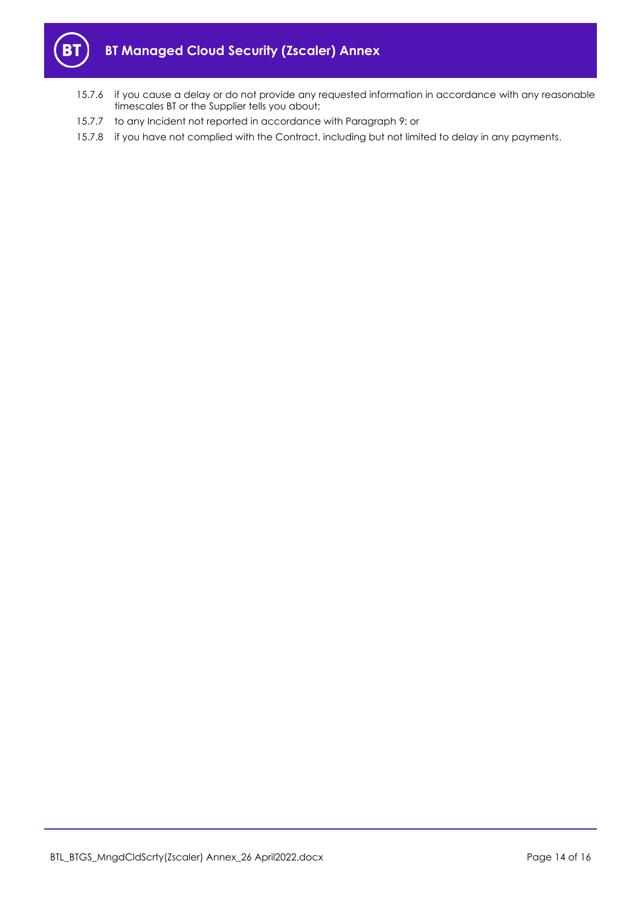15.7.6 if you cause a delay or do not provide any requested information in accordance with any reasonable timescales BT or the Supplier tells you about;

15.7.7 to any Incident not reported in accordance with Paragraph 9; or

15.7.8 if you have not complied with the Contract, including but not limited to delay in any payments.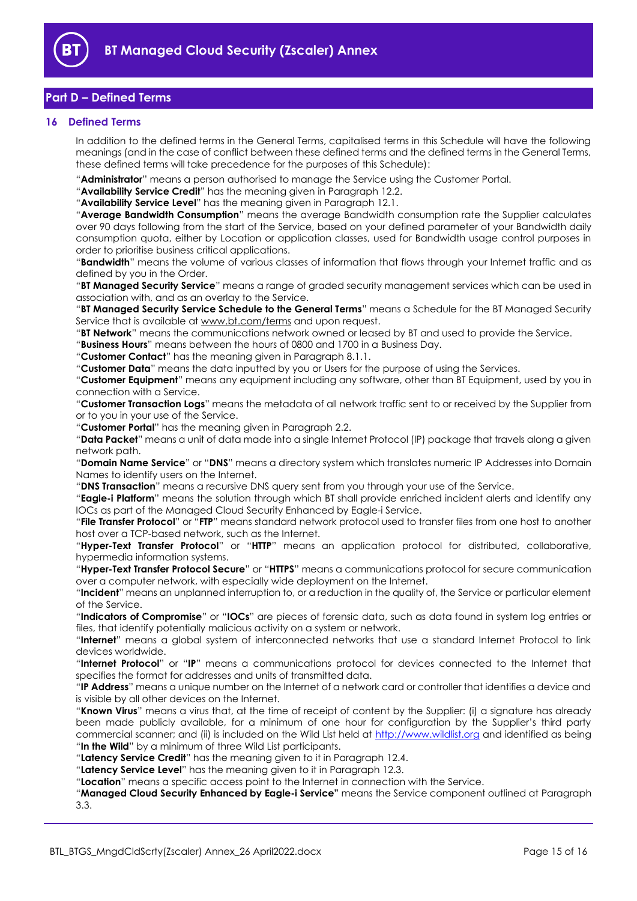## Part D – Defined Terms

### 16 Defined Terms

In addition to the defined terms in the General Terms, capitalised terms in this Schedule will have the following meanings (and in the case of conflict between these defined terms and the defined terms in the General Terms, these defined terms will take precedence for the purposes of this Schedule):

"**Administrator**" means a person authorised to manage the Service using the Customer Portal.

"**Availability Service Credit**" has the meaning given in Paragraph 12.2.

"**Availability Service Level**" has the meaning given in Paragraph 12.1.

"**Average Bandwidth Consumption**" means the average Bandwidth consumption rate the Supplier calculates over 90 days following from the start of the Service, based on your defined parameter of your Bandwidth daily consumption quota, either by Location or application classes, used for Bandwidth usage control purposes in order to prioritise business critical applications.

"**Bandwidth**" means the volume of various classes of information that flows through your Internet traffic and as defined by you in the Order.

"**BT Managed Security Service**" means a range of graded security management services which can be used in association with, and as an overlay to the Service.

"**BT Managed Security Service Schedule to the General Terms**" means a Schedule for the BT Managed Security Service that is available at www.bt.com/terms and upon request.

"**BT Network**" means the communications network owned or leased by BT and used to provide the Service.

"**Business Hours**" means between the hours of 0800 and 1700 in a Business Day.

"**Customer Contact**" has the meaning given in Paragraph 8.1.1.

"**Customer Data**" means the data inputted by you or Users for the purpose of using the Services.

"**Customer Equipment**" means any equipment including any software, other than BT Equipment, used by you in connection with a Service.

"**Customer Transaction Logs**" means the metadata of all network traffic sent to or received by the Supplier from or to you in your use of the Service.

"**Customer Portal**" has the meaning given in Paragraph 2.2.

"**Data Packet**" means a unit of data made into a single Internet Protocol (IP) package that travels along a given network path.

"**Domain Name Service**" or "**DNS**" means a directory system which translates numeric IP Addresses into Domain Names to identify users on the Internet.

"**DNS Transaction**" means a recursive DNS query sent from you through your use of the Service.

"**Eagle-i Platform**" means the solution through which BT shall provide enriched incident alerts and identify any IOCs as part of the Managed Cloud Security Enhanced by Eagle-i Service.

"**File Transfer Protocol**" or "**FTP**" means standard network protocol used to transfer files from one host to another host over a TCP-based network, such as the Internet.

"**Hyper-Text Transfer Protocol**" or "**HTTP**" means an application protocol for distributed, collaborative, hypermedia information systems.

"**Hyper-Text Transfer Protocol Secure**" or "**HTTPS**" means a communications protocol for secure communication over a computer network, with especially wide deployment on the Internet.

"**Incident**" means an unplanned interruption to, or a reduction in the quality of, the Service or particular element of the Service.

"**Indicators of Compromise**" or "**IOCs**" are pieces of forensic data, such as data found in system log entries or files, that identify potentially malicious activity on a system or network.

"**Internet**" means a global system of interconnected networks that use a standard Internet Protocol to link devices worldwide.

"**Internet Protocol**" or "**IP**" means a communications protocol for devices connected to the Internet that specifies the format for addresses and units of transmitted data.

"**IP Address**" means a unique number on the Internet of a network card or controller that identifies a device and is visible by all other devices on the Internet.

"**Known Virus**" means a virus that, at the time of receipt of content by the Supplier: (i) a signature has already been made publicly available, for a minimum of one hour for configuration by the Supplier's third party commercial scanner; and (ii) is included on the Wild List held at http://www.wildlist.org and identified as being "**In the Wild**" by a minimum of three Wild List participants.

"**Latency Service Credit**" has the meaning given to it in Paragraph 12.4.

"**Latency Service Level**" has the meaning given to it in Paragraph 12.3.

"**Location**" means a specific access point to the Internet in connection with the Service.

"**Managed Cloud Security Enhanced by Eagle-i Service"** means the Service component outlined at Paragraph 3.3.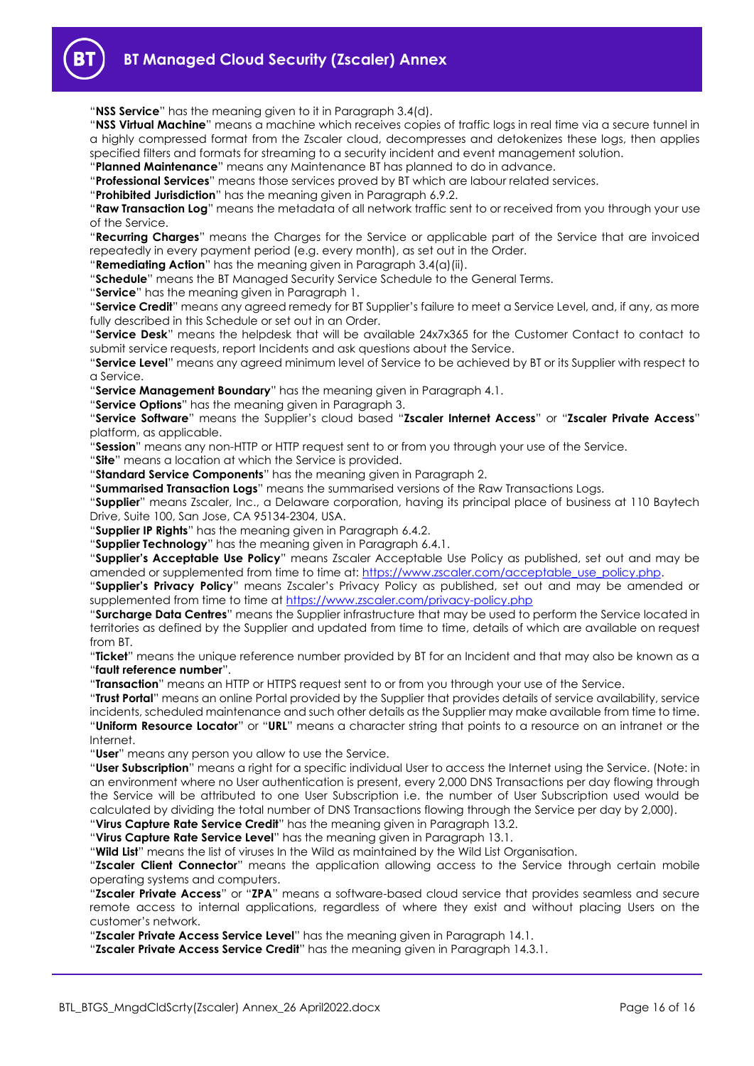"**NSS Service**" has the meaning given to it in Paragraph 3.4(d).

"**NSS Virtual Machine**" means a machine which receives copies of traffic logs in real time via a secure tunnel in a highly compressed format from the Zscaler cloud, decompresses and detokenizes these logs, then applies specified filters and formats for streaming to a security incident and event management solution.

"**Planned Maintenance**" means any Maintenance BT has planned to do in advance.

"**Professional Services**" means those services proved by BT which are labour related services.

"**Prohibited Jurisdiction**" has the meaning given in Paragraph 6.9.2.

"**Raw Transaction Log**" means the metadata of all network traffic sent to or received from you through your use of the Service.

"**Recurring Charges**" means the Charges for the Service or applicable part of the Service that are invoiced repeatedly in every payment period (e.g. every month), as set out in the Order.

"**Remediating Action**" has the meaning given in Paragraph 3.4(a)(ii).

"**Schedule**" means the BT Managed Security Service Schedule to the General Terms.

"**Service**" has the meaning given in Paragraph 1.

"**Service Credit**" means any agreed remedy for BT Supplier's failure to meet a Service Level, and, if any, as more fully described in this Schedule or set out in an Order.

"**Service Desk**" means the helpdesk that will be available 24x7x365 for the Customer Contact to contact to submit service requests, report Incidents and ask questions about the Service.

"**Service Level**" means any agreed minimum level of Service to be achieved by BT or its Supplier with respect to a Service.

"**Service Management Boundary**" has the meaning given in Paragraph 4.1.

"**Service Options**" has the meaning given in Paragraph 3.

"**Service Software**" means the Supplier's cloud based "**Zscaler Internet Access**" or "**Zscaler Private Access**" platform, as applicable.

"**Session**" means any non-HTTP or HTTP request sent to or from you through your use of the Service.

"**Site**" means a location at which the Service is provided.

"**Standard Service Components**" has the meaning given in Paragraph 2.

"**Summarised Transaction Logs**" means the summarised versions of the Raw Transactions Logs.

"**Supplier**" means Zscaler, Inc., a Delaware corporation, having its principal place of business at 110 Baytech Drive, Suite 100, San Jose, CA 95134-2304, USA.

"**Supplier IP Rights**" has the meaning given in Paragraph 6.4.2.

"**Supplier Technology**" has the meaning given in Paragraph 6.4.1.

"**Supplier's Acceptable Use Policy**" means Zscaler Acceptable Use Policy as published, set out and may be amended or supplemented from time to time at: https://www.zscaler.com/acceptable_use_policy.php.

"**Supplier's Privacy Policy**" means Zscaler's Privacy Policy as published, set out and may be amended or supplemented from time to time at https://www.zscaler.com/privacy-policy.php

"**Surcharge Data Centres**" means the Supplier infrastructure that may be used to perform the Service located in territories as defined by the Supplier and updated from time to time, details of which are available on request from BT.

"**Ticket**" means the unique reference number provided by BT for an Incident and that may also be known as a "**fault reference number**".

"**Transaction**" means an HTTP or HTTPS request sent to or from you through your use of the Service.

"**Trust Portal**" means an online Portal provided by the Supplier that provides details of service availability, service incidents, scheduled maintenance and such other details as the Supplier may make available from time to time.

"**Uniform Resource Locator**" or "**URL**" means a character string that points to a resource on an intranet or the Internet.

"**User**" means any person you allow to use the Service.

"**User Subscription**" means a right for a specific individual User to access the Internet using the Service. (Note: in an environment where no User authentication is present, every 2,000 DNS Transactions per day flowing through the Service will be attributed to one User Subscription i.e. the number of User Subscription used would be calculated by dividing the total number of DNS Transactions flowing through the Service per day by 2,000).

"**Virus Capture Rate Service Credit**" has the meaning given in Paragraph 13.2.

"**Virus Capture Rate Service Level**" has the meaning given in Paragraph 13.1.

"**Wild List**" means the list of viruses In the Wild as maintained by the Wild List Organisation.

"**Zscaler Client Connector**" means the application allowing access to the Service through certain mobile operating systems and computers.

"**Zscaler Private Access**" or "**ZPA**" means a software-based cloud service that provides seamless and secure remote access to internal applications, regardless of where they exist and without placing Users on the customer's network.

"**Zscaler Private Access Service Level**" has the meaning given in Paragraph 14.1.

"**Zscaler Private Access Service Credit**" has the meaning given in Paragraph 14.3.1.